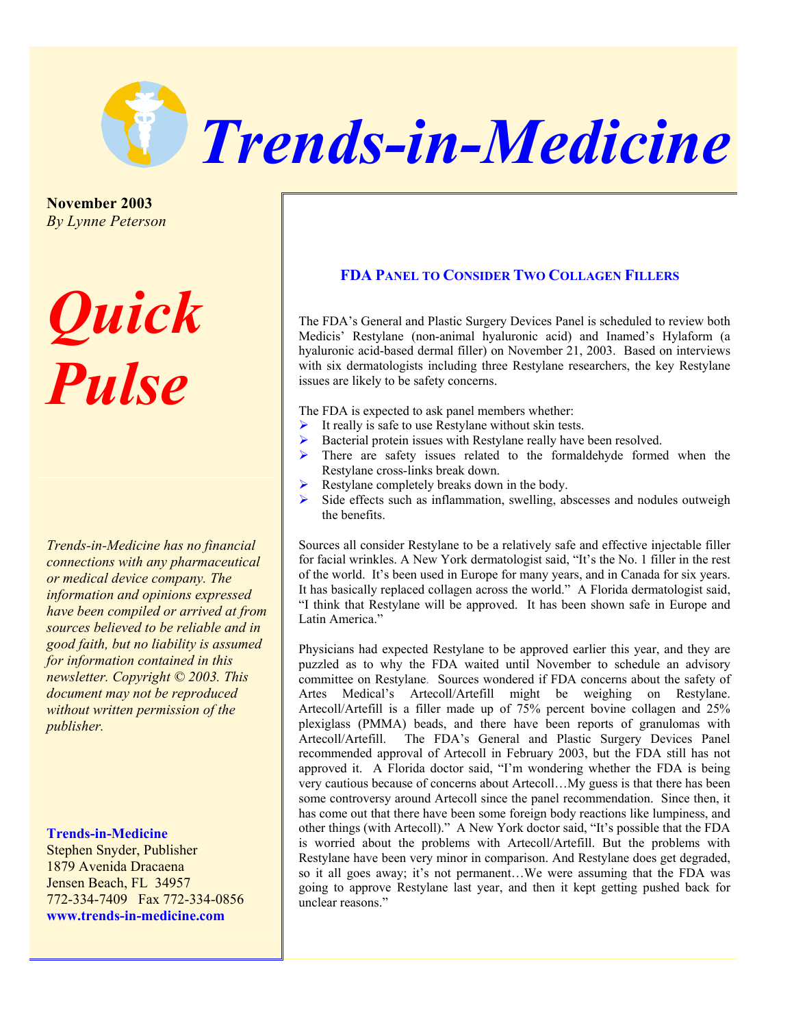# Trends-in-Medicine

**November 2003**
*By Lynne Peterson*

# Quick Pulse

*Trends-in-Medicine has no financial connections with any pharmaceutical or medical device company. The information and opinions expressed have been compiled or arrived at from sources believed to be reliable and in good faith, but no liability is assumed for information contained in this newsletter. Copyright © 2003. This document may not be reproduced without written permission of the publisher.*

**Trends-in-Medicine**
Stephen Snyder, Publisher
1879 Avenida Dracaena
Jensen Beach, FL 34957
772-334-7409 Fax 772-334-0856
**www.trends-in-medicine.com**

## FDA Panel to Consider Two Collagen Fillers

The FDA's General and Plastic Surgery Devices Panel is scheduled to review both Medicis' Restylane (non-animal hyaluronic acid) and Inamed's Hylaform (a hyaluronic acid-based dermal filler) on November 21, 2003. Based on interviews with six dermatologists including three Restylane researchers, the key Restylane issues are likely to be safety concerns.

The FDA is expected to ask panel members whether:

- It really is safe to use Restylane without skin tests.
- Bacterial protein issues with Restylane really have been resolved.
- There are safety issues related to the formaldehyde formed when the Restylane cross-links break down.
- Restylane completely breaks down in the body.
- Side effects such as inflammation, swelling, abscesses and nodules outweigh the benefits.

Sources all consider Restylane to be a relatively safe and effective injectable filler for facial wrinkles. A New York dermatologist said, "It's the No. 1 filler in the rest of the world. It's been used in Europe for many years, and in Canada for six years. It has basically replaced collagen across the world." A Florida dermatologist said, "I think that Restylane will be approved. It has been shown safe in Europe and Latin America."

Physicians had expected Restylane to be approved earlier this year, and they are puzzled as to why the FDA waited until November to schedule an advisory committee on Restylane. Sources wondered if FDA concerns about the safety of Artes Medical's Artecoll/Artefill might be weighing on Restylane. Artecoll/Artefill is a filler made up of 75% percent bovine collagen and 25% plexiglass (PMMA) beads, and there have been reports of granulomas with Artecoll/Artefill. The FDA's General and Plastic Surgery Devices Panel recommended approval of Artecoll in February 2003, but the FDA still has not approved it. A Florida doctor said, "I'm wondering whether the FDA is being very cautious because of concerns about Artecoll…My guess is that there has been some controversy around Artecoll since the panel recommendation. Since then, it has come out that there have been some foreign body reactions like lumpiness, and other things (with Artecoll)." A New York doctor said, "It's possible that the FDA is worried about the problems with Artecoll/Artefill. But the problems with Restylane have been very minor in comparison. And Restylane does get degraded, so it all goes away; it's not permanent…We were assuming that the FDA was going to approve Restylane last year, and then it kept getting pushed back for unclear reasons."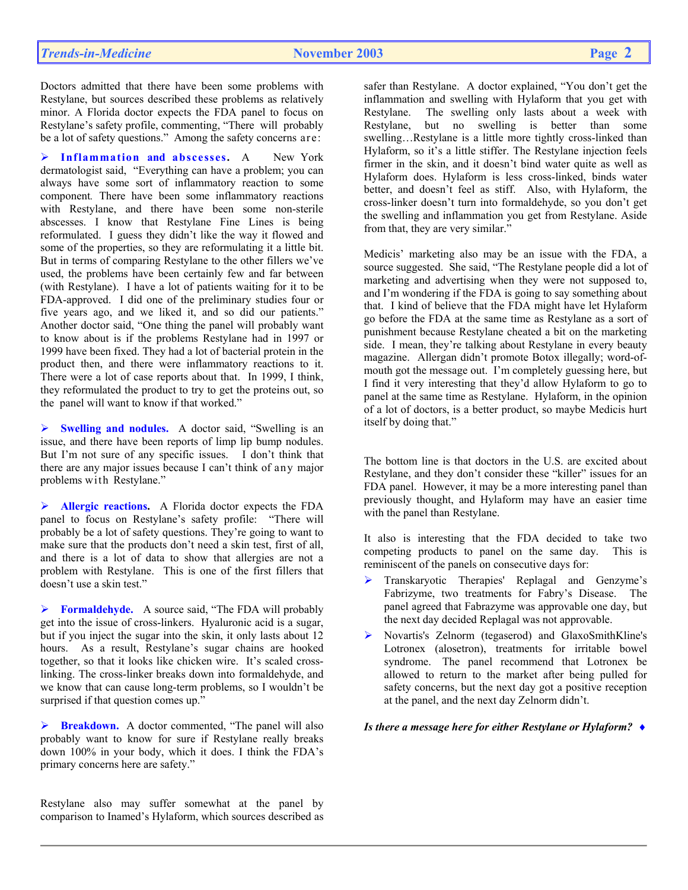Doctors admitted that there have been some problems with Restylane, but sources described these problems as relatively minor. A Florida doctor expects the FDA panel to focus on Restylane's safety profile, commenting, "There will probably be a lot of safety questions." Among the safety concerns are:

- **Inflammation and abscesses.** A New York dermatologist said, "Everything can have a problem; you can always have some sort of inflammatory reaction to some component. There have been some inflammatory reactions with Restylane, and there have been some non-sterile abscesses. I know that Restylane Fine Lines is being reformulated. I guess they didn't like the way it flowed and some of the properties, so they are reformulating it a little bit. But in terms of comparing Restylane to the other fillers we've used, the problems have been certainly few and far between (with Restylane). I have a lot of patients waiting for it to be FDA-approved. I did one of the preliminary studies four or five years ago, and we liked it, and so did our patients." Another doctor said, "One thing the panel will probably want to know about is if the problems Restylane had in 1997 or 1999 have been fixed. They had a lot of bacterial protein in the product then, and there were inflammatory reactions to it. There were a lot of case reports about that. In 1999, I think, they reformulated the product to try to get the proteins out, so the panel will want to know if that worked."

- **Swelling and nodules.** A doctor said, "Swelling is an issue, and there have been reports of limp lip bump nodules. But I'm not sure of any specific issues. I don't think that there are any major issues because I can't think of any major problems with Restylane."

- **Allergic reactions.** A Florida doctor expects the FDA panel to focus on Restylane's safety profile: "There will probably be a lot of safety questions. They're going to want to make sure that the products don't need a skin test, first of all, and there is a lot of data to show that allergies are not a problem with Restylane. This is one of the first fillers that doesn't use a skin test."

- **Formaldehyde.** A source said, "The FDA will probably get into the issue of cross-linkers. Hyaluronic acid is a sugar, but if you inject the sugar into the skin, it only lasts about 12 hours. As a result, Restylane's sugar chains are hooked together, so that it looks like chicken wire. It's scaled cross-linking. The cross-linker breaks down into formaldehyde, and we know that can cause long-term problems, so I wouldn't be surprised if that question comes up."

- **Breakdown.** A doctor commented, "The panel will also probably want to know for sure if Restylane really breaks down 100% in your body, which it does. I think the FDA's primary concerns here are safety."

Restylane also may suffer somewhat at the panel by comparison to Inamed's Hylaform, which sources described as safer than Restylane. A doctor explained, "You don't get the inflammation and swelling with Hylaform that you get with Restylane. The swelling only lasts about a week with Restylane, but no swelling is better than some swelling…Restylane is a little more tightly cross-linked than Hylaform, so it's a little stiffer. The Restylane injection feels firmer in the skin, and it doesn't bind water quite as well as Hylaform does. Hylaform is less cross-linked, binds water better, and doesn't feel as stiff. Also, with Hylaform, the cross-linker doesn't turn into formaldehyde, so you don't get the swelling and inflammation you get from Restylane. Aside from that, they are very similar."

Medicis' marketing also may be an issue with the FDA, a source suggested. She said, "The Restylane people did a lot of marketing and advertising when they were not supposed to, and I'm wondering if the FDA is going to say something about that. I kind of believe that the FDA might have let Hylaform go before the FDA at the same time as Restylane as a sort of punishment because Restylane cheated a bit on the marketing side. I mean, they're talking about Restylane in every beauty magazine. Allergan didn't promote Botox illegally; word-of-mouth got the message out. I'm completely guessing here, but I find it very interesting that they'd allow Hylaform to go to panel at the same time as Restylane. Hylaform, in the opinion of a lot of doctors, is a better product, so maybe Medicis hurt itself by doing that."

The bottom line is that doctors in the U.S. are excited about Restylane, and they don't consider these "killer" issues for an FDA panel. However, it may be a more interesting panel than previously thought, and Hylaform may have an easier time with the panel than Restylane.

It also is interesting that the FDA decided to take two competing products to panel on the same day. This is reminiscent of the panels on consecutive days for:

- Transkaryotic Therapies' Replagal and Genzyme's Fabrizyme, two treatments for Fabry's Disease. The panel agreed that Fabrazyme was approvable one day, but the next day decided Replagal was not approvable.
- Novartis's Zelnorm (tegaserod) and GlaxoSmithKline's Lotronex (alosetron), treatments for irritable bowel syndrome. The panel recommend that Lotronex be allowed to return to the market after being pulled for safety concerns, but the next day got a positive reception at the panel, and the next day Zelnorm didn't.

***Is there a message here for either Restylane or Hylaform?*** ♦